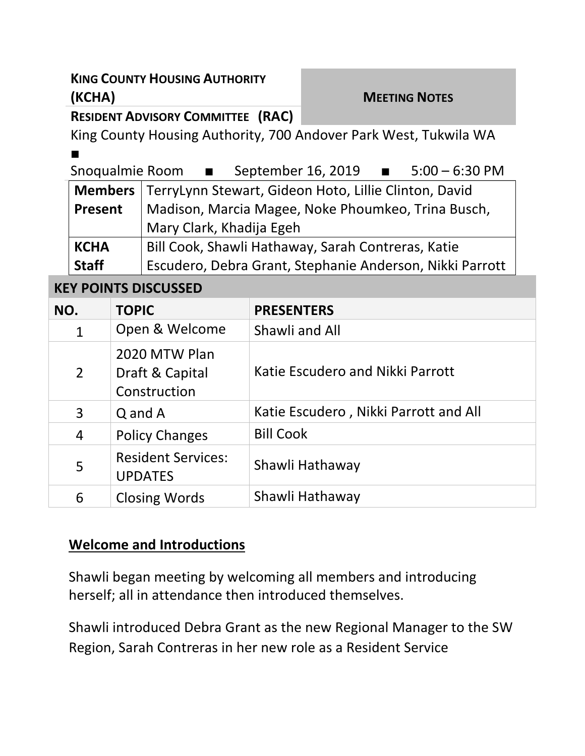**KING COUNTY HOUSING AUTHORITY (KCHA)**

**RESIDENT ADVISORY COMMITTEE (RAC)**

**MEETING NOTES**

King County Housing Authority, 700 Andover Park West, Tukwila WA ■

Snoqualmie Room ■ September 16, 2019 ■ 5:00 – 6:30 PM

| | |
|---|---|
| **Members Present** | TerryLynn Stewart, Gideon Hoto, Lillie Clinton, David Madison, Marcia Magee, Noke Phoumkeo, Trina Busch, Mary Clark, Khadija Egeh |
| **KCHA Staff** | Bill Cook, Shawli Hathaway, Sarah Contreras, Katie Escudero, Debra Grant, Stephanie Anderson, Nikki Parrott |

**KEY POINTS DISCUSSED**

| NO. | TOPIC | PRESENTERS |
|---|---|---|
| 1 | Open & Welcome | Shawli and All |
| 2 | 2020 MTW Plan Draft & Capital Construction | Katie Escudero and Nikki Parrott |
| 3 | Q and A | Katie Escudero , Nikki Parrott and All |
| 4 | Policy Changes | Bill Cook |
| 5 | Resident Services: UPDATES | Shawli Hathaway |
| 6 | Closing Words | Shawli Hathaway |

## Welcome and Introductions

Shawli began meeting by welcoming all members and introducing herself; all in attendance then introduced themselves.

Shawli introduced Debra Grant as the new Regional Manager to the SW Region, Sarah Contreras in her new role as a Resident Service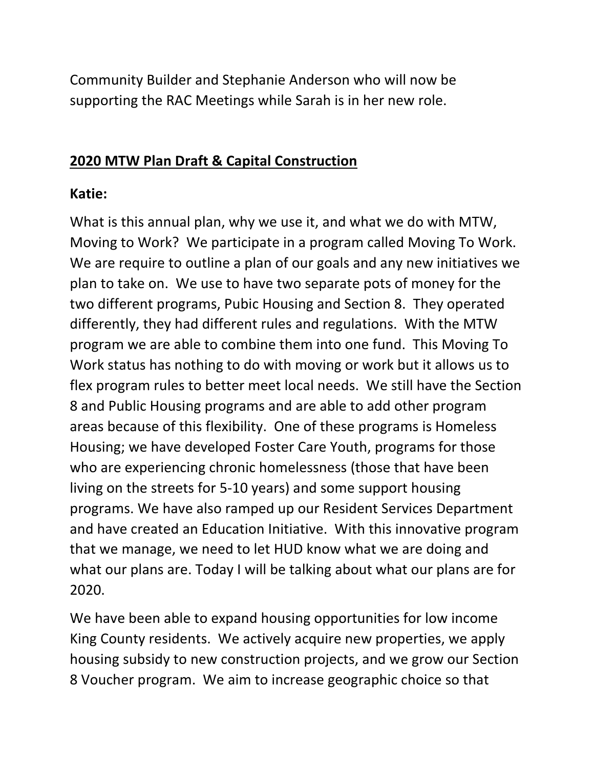Community Builder and Stephanie Anderson who will now be supporting the RAC Meetings while Sarah is in her new role.

## 2020 MTW Plan Draft & Capital Construction

**Katie:**

What is this annual plan, why we use it, and what we do with MTW, Moving to Work? We participate in a program called Moving To Work. We are require to outline a plan of our goals and any new initiatives we plan to take on. We use to have two separate pots of money for the two different programs, Pubic Housing and Section 8. They operated differently, they had different rules and regulations. With the MTW program we are able to combine them into one fund. This Moving To Work status has nothing to do with moving or work but it allows us to flex program rules to better meet local needs. We still have the Section 8 and Public Housing programs and are able to add other program areas because of this flexibility. One of these programs is Homeless Housing; we have developed Foster Care Youth, programs for those who are experiencing chronic homelessness (those that have been living on the streets for 5-10 years) and some support housing programs. We have also ramped up our Resident Services Department and have created an Education Initiative. With this innovative program that we manage, we need to let HUD know what we are doing and what our plans are. Today I will be talking about what our plans are for 2020.

We have been able to expand housing opportunities for low income King County residents. We actively acquire new properties, we apply housing subsidy to new construction projects, and we grow our Section 8 Voucher program. We aim to increase geographic choice so that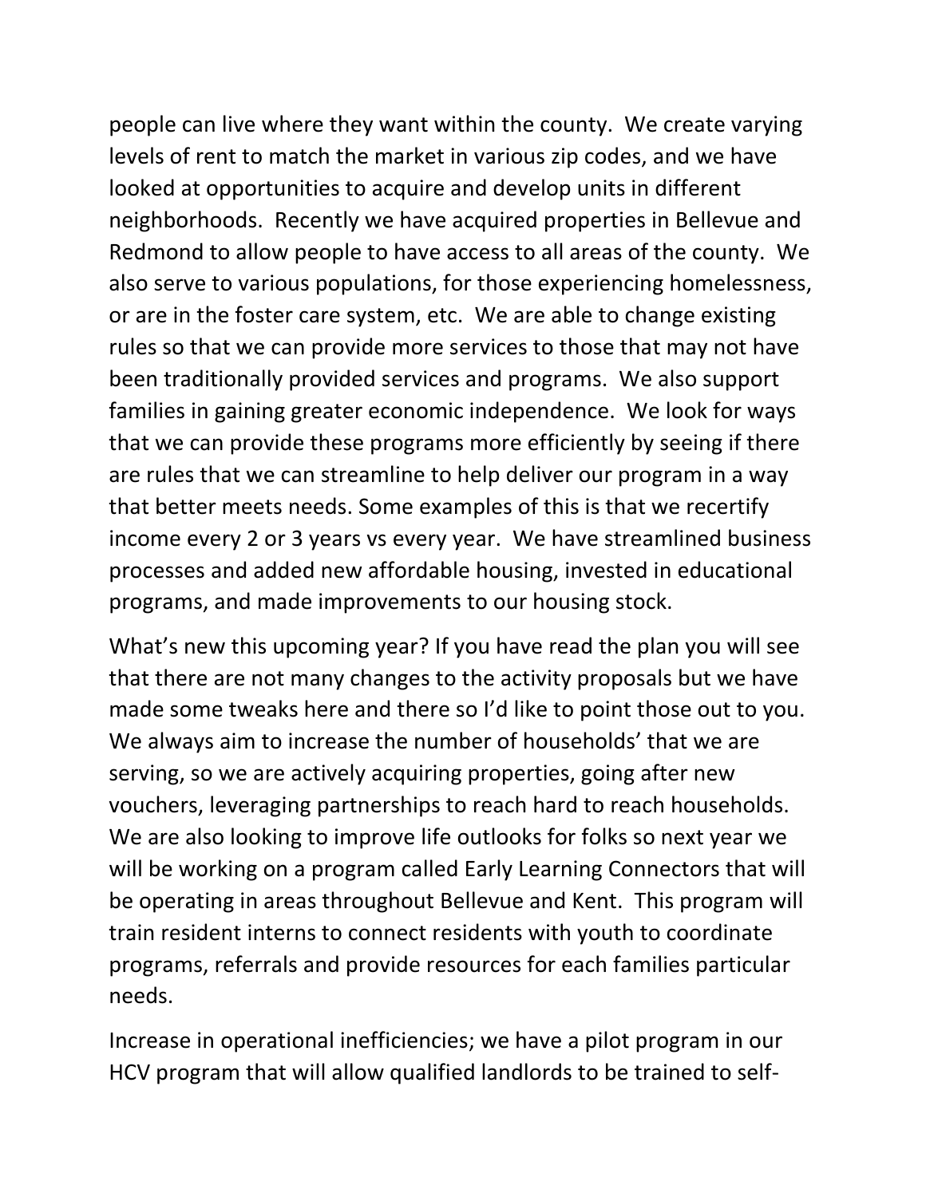people can live where they want within the county.  We create varying levels of rent to match the market in various zip codes, and we have looked at opportunities to acquire and develop units in different neighborhoods.  Recently we have acquired properties in Bellevue and Redmond to allow people to have access to all areas of the county.  We also serve to various populations, for those experiencing homelessness, or are in the foster care system, etc.  We are able to change existing rules so that we can provide more services to those that may not have been traditionally provided services and programs.  We also support families in gaining greater economic independence.  We look for ways that we can provide these programs more efficiently by seeing if there are rules that we can streamline to help deliver our program in a way that better meets needs. Some examples of this is that we recertify income every 2 or 3 years vs every year.  We have streamlined business processes and added new affordable housing, invested in educational programs, and made improvements to our housing stock.

What's new this upcoming year? If you have read the plan you will see that there are not many changes to the activity proposals but we have made some tweaks here and there so I'd like to point those out to you. We always aim to increase the number of households' that we are serving, so we are actively acquiring properties, going after new vouchers, leveraging partnerships to reach hard to reach households. We are also looking to improve life outlooks for folks so next year we will be working on a program called Early Learning Connectors that will be operating in areas throughout Bellevue and Kent.  This program will train resident interns to connect residents with youth to coordinate programs, referrals and provide resources for each families particular needs.

Increase in operational inefficiencies; we have a pilot program in our HCV program that will allow qualified landlords to be trained to self-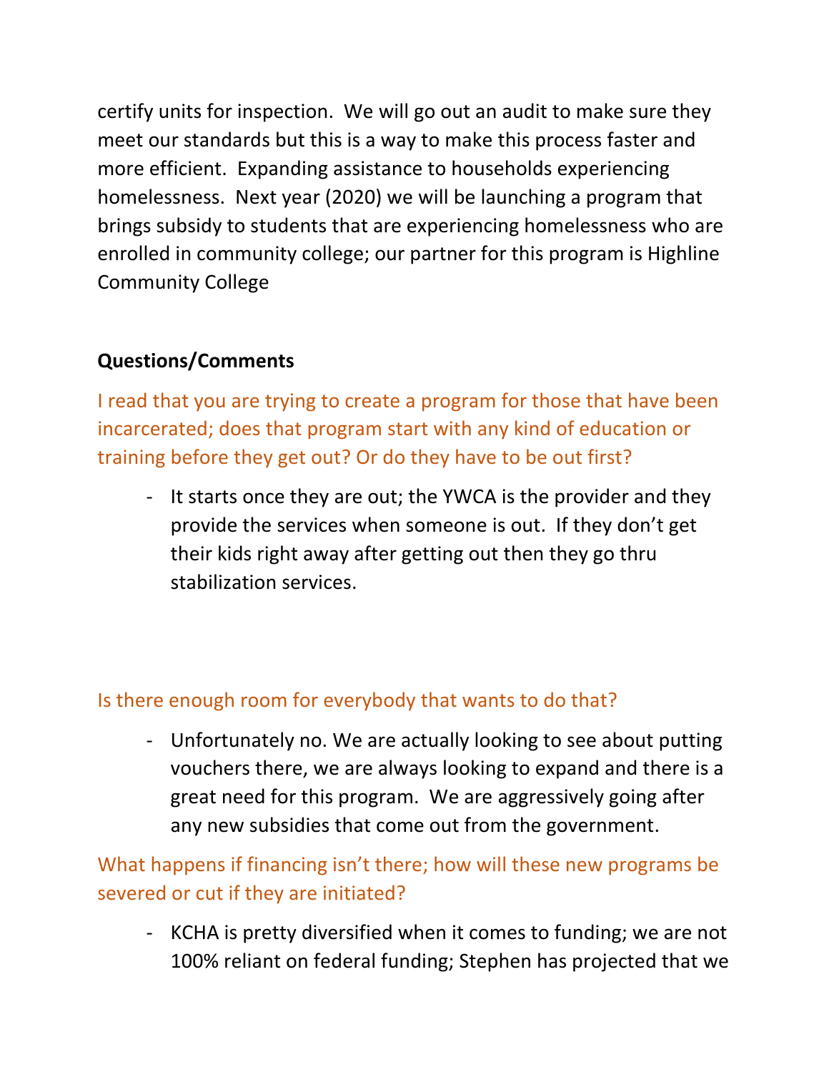certify units for inspection.  We will go out an audit to make sure they meet our standards but this is a way to make this process faster and more efficient.  Expanding assistance to households experiencing homelessness.  Next year (2020) we will be launching a program that brings subsidy to students that are experiencing homelessness who are enrolled in community college; our partner for this program is Highline Community College

**Questions/Comments**

I read that you are trying to create a program for those that have been incarcerated; does that program start with any kind of education or training before they get out? Or do they have to be out first?

- It starts once they are out; the YWCA is the provider and they provide the services when someone is out.  If they don't get their kids right away after getting out then they go thru stabilization services.

Is there enough room for everybody that wants to do that?

- Unfortunately no. We are actually looking to see about putting vouchers there, we are always looking to expand and there is a great need for this program.  We are aggressively going after any new subsidies that come out from the government.

What happens if financing isn't there; how will these new programs be severed or cut if they are initiated?

- KCHA is pretty diversified when it comes to funding; we are not 100% reliant on federal funding; Stephen has projected that we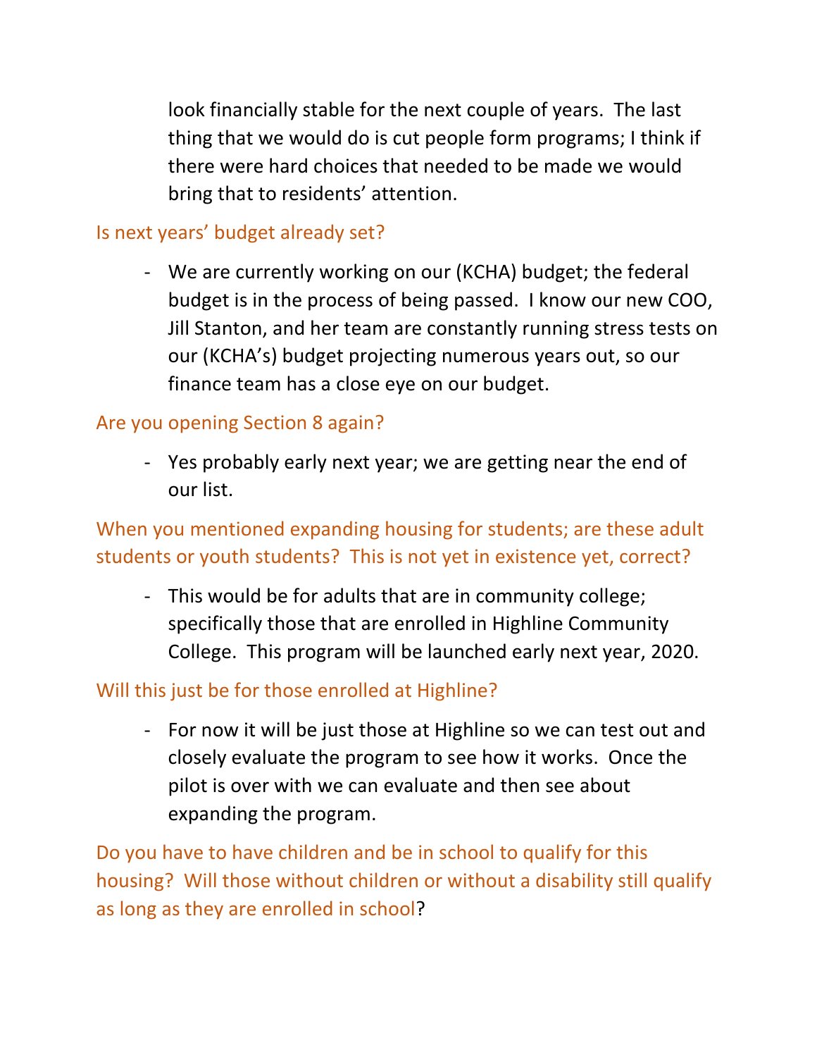look financially stable for the next couple of years. The last thing that we would do is cut people form programs; I think if there were hard choices that needed to be made we would bring that to residents' attention.

Is next years' budget already set?

- We are currently working on our (KCHA) budget; the federal budget is in the process of being passed. I know our new COO, Jill Stanton, and her team are constantly running stress tests on our (KCHA's) budget projecting numerous years out, so our finance team has a close eye on our budget.

Are you opening Section 8 again?

- Yes probably early next year; we are getting near the end of our list.

When you mentioned expanding housing for students; are these adult students or youth students? This is not yet in existence yet, correct?

- This would be for adults that are in community college; specifically those that are enrolled in Highline Community College. This program will be launched early next year, 2020.

Will this just be for those enrolled at Highline?

- For now it will be just those at Highline so we can test out and closely evaluate the program to see how it works. Once the pilot is over with we can evaluate and then see about expanding the program.

Do you have to have children and be in school to qualify for this housing? Will those without children or without a disability still qualify as long as they are enrolled in school?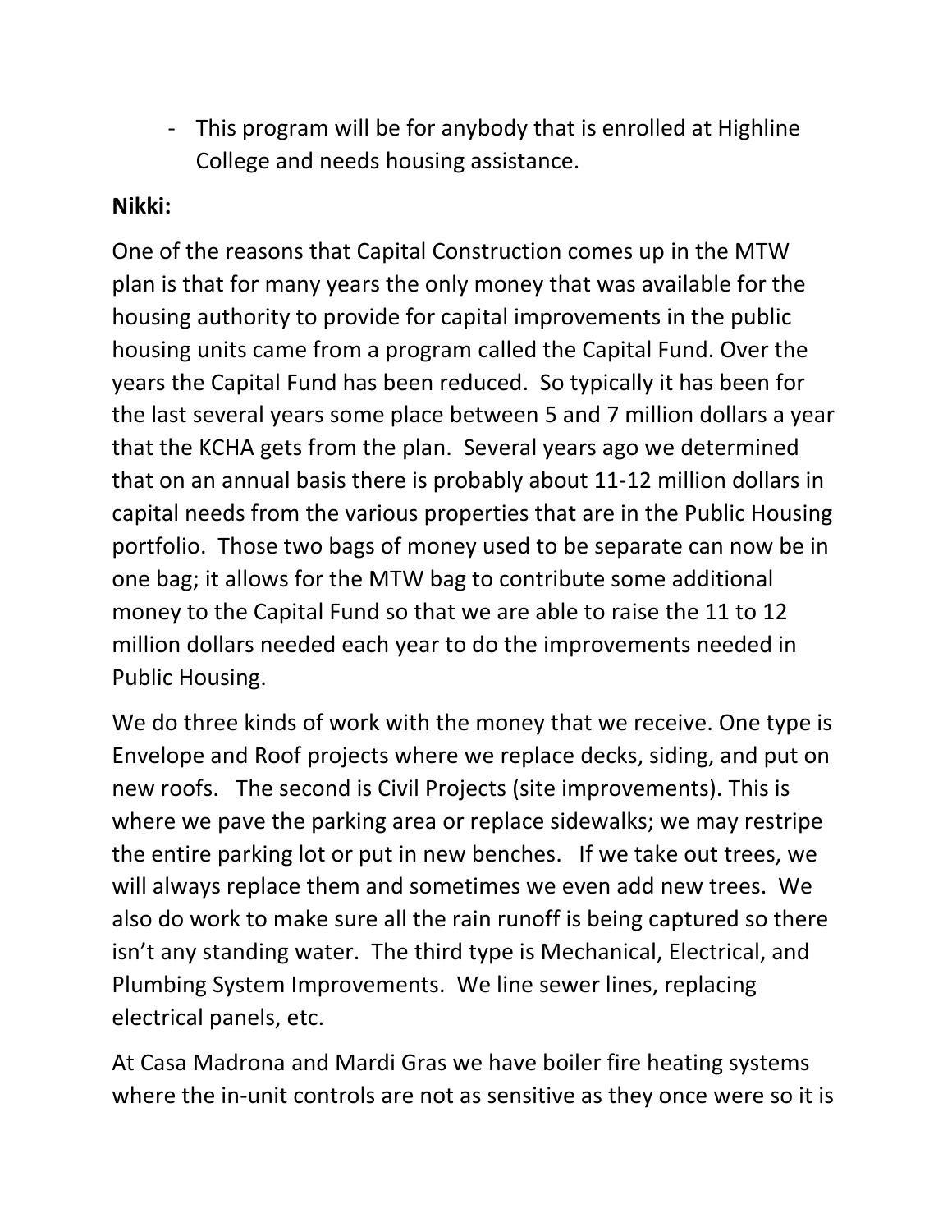- This program will be for anybody that is enrolled at Highline College and needs housing assistance.

**Nikki:**

One of the reasons that Capital Construction comes up in the MTW plan is that for many years the only money that was available for the housing authority to provide for capital improvements in the public housing units came from a program called the Capital Fund. Over the years the Capital Fund has been reduced. So typically it has been for the last several years some place between 5 and 7 million dollars a year that the KCHA gets from the plan. Several years ago we determined that on an annual basis there is probably about 11-12 million dollars in capital needs from the various properties that are in the Public Housing portfolio. Those two bags of money used to be separate can now be in one bag; it allows for the MTW bag to contribute some additional money to the Capital Fund so that we are able to raise the 11 to 12 million dollars needed each year to do the improvements needed in Public Housing.

We do three kinds of work with the money that we receive. One type is Envelope and Roof projects where we replace decks, siding, and put on new roofs. The second is Civil Projects (site improvements). This is where we pave the parking area or replace sidewalks; we may restripe the entire parking lot or put in new benches. If we take out trees, we will always replace them and sometimes we even add new trees. We also do work to make sure all the rain runoff is being captured so there isn't any standing water. The third type is Mechanical, Electrical, and Plumbing System Improvements. We line sewer lines, replacing electrical panels, etc.

At Casa Madrona and Mardi Gras we have boiler fire heating systems where the in-unit controls are not as sensitive as they once were so it is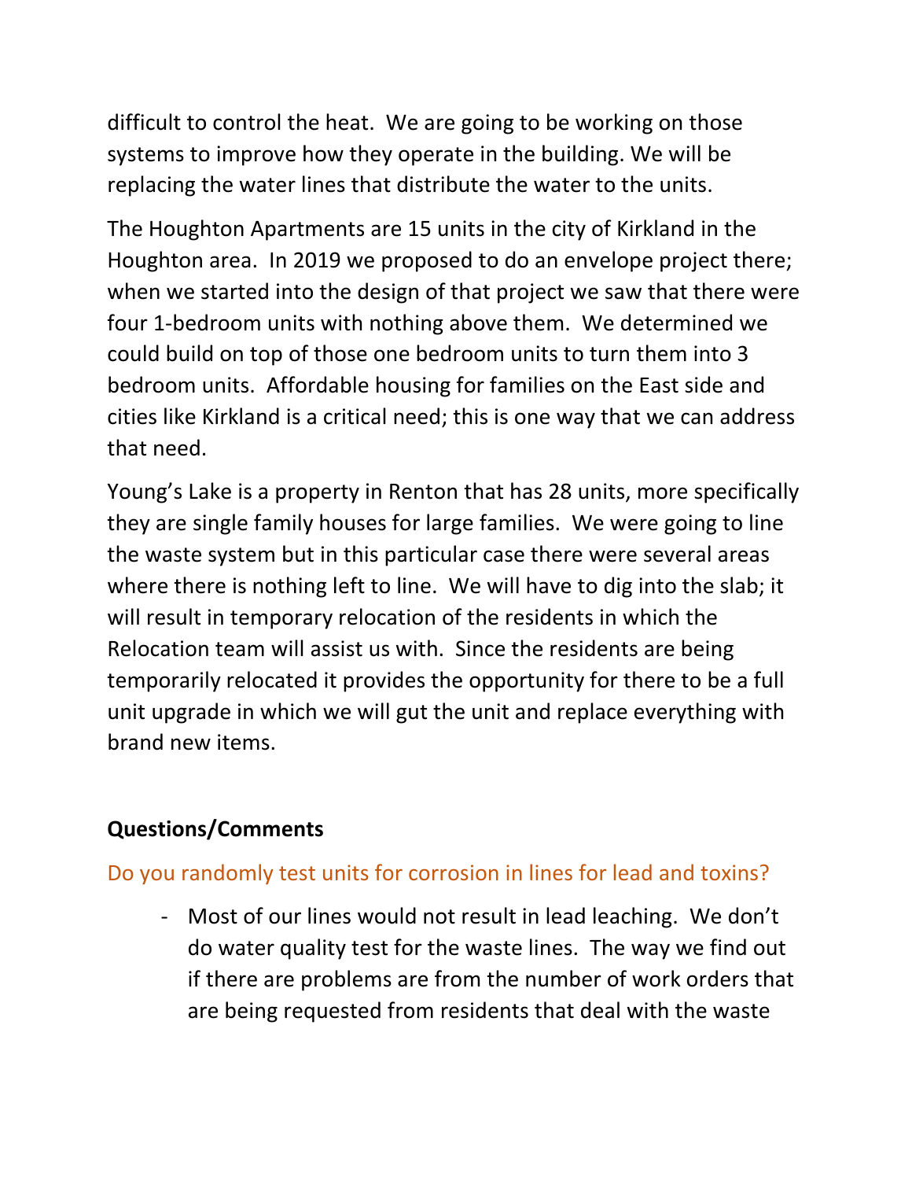difficult to control the heat. We are going to be working on those systems to improve how they operate in the building. We will be replacing the water lines that distribute the water to the units.

The Houghton Apartments are 15 units in the city of Kirkland in the Houghton area. In 2019 we proposed to do an envelope project there; when we started into the design of that project we saw that there were four 1-bedroom units with nothing above them. We determined we could build on top of those one bedroom units to turn them into 3 bedroom units. Affordable housing for families on the East side and cities like Kirkland is a critical need; this is one way that we can address that need.

Young's Lake is a property in Renton that has 28 units, more specifically they are single family houses for large families. We were going to line the waste system but in this particular case there were several areas where there is nothing left to line. We will have to dig into the slab; it will result in temporary relocation of the residents in which the Relocation team will assist us with. Since the residents are being temporarily relocated it provides the opportunity for there to be a full unit upgrade in which we will gut the unit and replace everything with brand new items.

## Questions/Comments

Do you randomly test units for corrosion in lines for lead and toxins?

- Most of our lines would not result in lead leaching. We don't do water quality test for the waste lines. The way we find out if there are problems are from the number of work orders that are being requested from residents that deal with the waste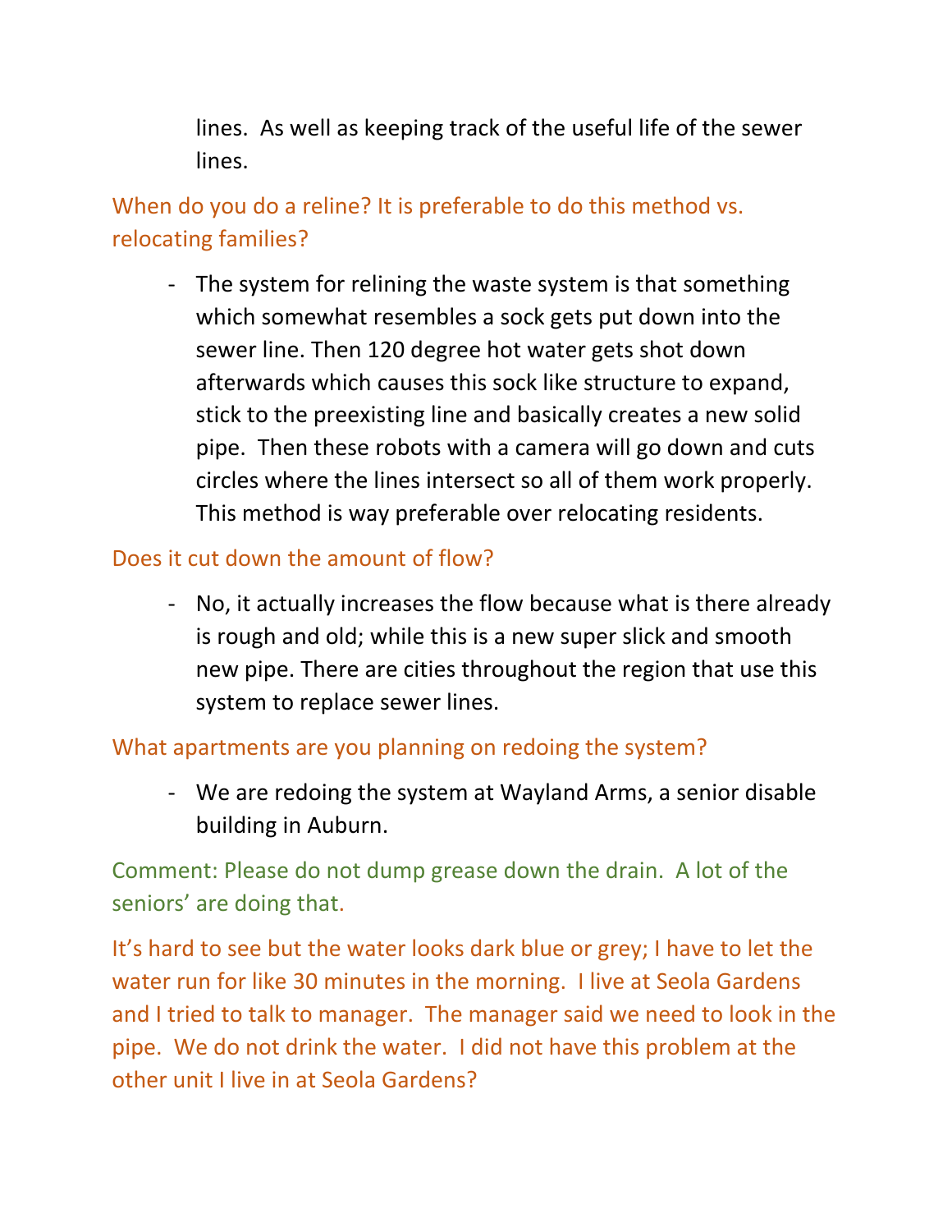lines. As well as keeping track of the useful life of the sewer lines.

When do you do a reline? It is preferable to do this method vs. relocating families?

- The system for relining the waste system is that something which somewhat resembles a sock gets put down into the sewer line. Then 120 degree hot water gets shot down afterwards which causes this sock like structure to expand, stick to the preexisting line and basically creates a new solid pipe. Then these robots with a camera will go down and cuts circles where the lines intersect so all of them work properly. This method is way preferable over relocating residents.

Does it cut down the amount of flow?

- No, it actually increases the flow because what is there already is rough and old; while this is a new super slick and smooth new pipe. There are cities throughout the region that use this system to replace sewer lines.

What apartments are you planning on redoing the system?

- We are redoing the system at Wayland Arms, a senior disable building in Auburn.

Comment: Please do not dump grease down the drain. A lot of the seniors' are doing that.

It's hard to see but the water looks dark blue or grey; I have to let the water run for like 30 minutes in the morning. I live at Seola Gardens and I tried to talk to manager. The manager said we need to look in the pipe. We do not drink the water. I did not have this problem at the other unit I live in at Seola Gardens?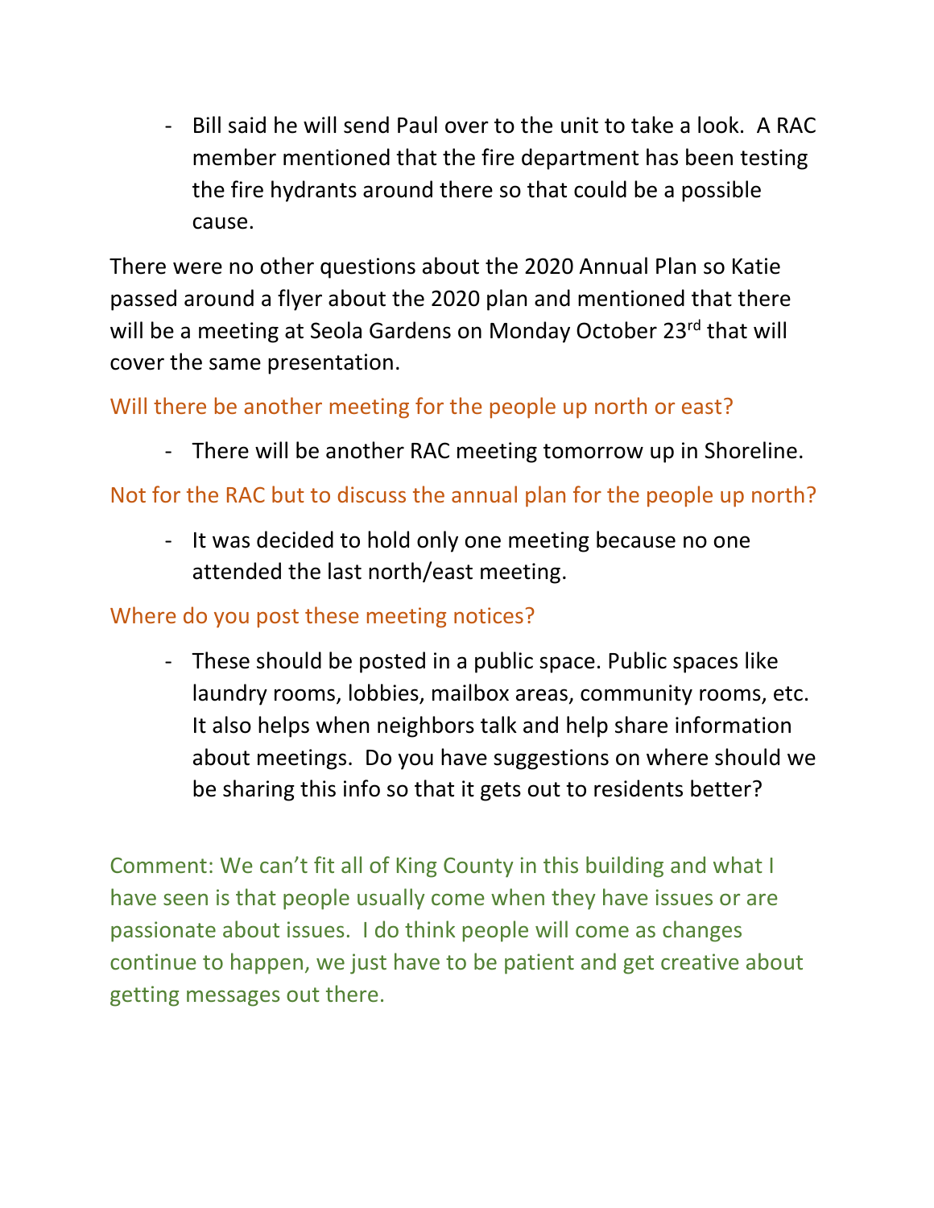- Bill said he will send Paul over to the unit to take a look. A RAC member mentioned that the fire department has been testing the fire hydrants around there so that could be a possible cause.

There were no other questions about the 2020 Annual Plan so Katie passed around a flyer about the 2020 plan and mentioned that there will be a meeting at Seola Gardens on Monday October 23rd that will cover the same presentation.

Will there be another meeting for the people up north or east?

- There will be another RAC meeting tomorrow up in Shoreline.

Not for the RAC but to discuss the annual plan for the people up north?

- It was decided to hold only one meeting because no one attended the last north/east meeting.

Where do you post these meeting notices?

- These should be posted in a public space. Public spaces like laundry rooms, lobbies, mailbox areas, community rooms, etc. It also helps when neighbors talk and help share information about meetings. Do you have suggestions on where should we be sharing this info so that it gets out to residents better?

Comment: We can't fit all of King County in this building and what I have seen is that people usually come when they have issues or are passionate about issues. I do think people will come as changes continue to happen, we just have to be patient and get creative about getting messages out there.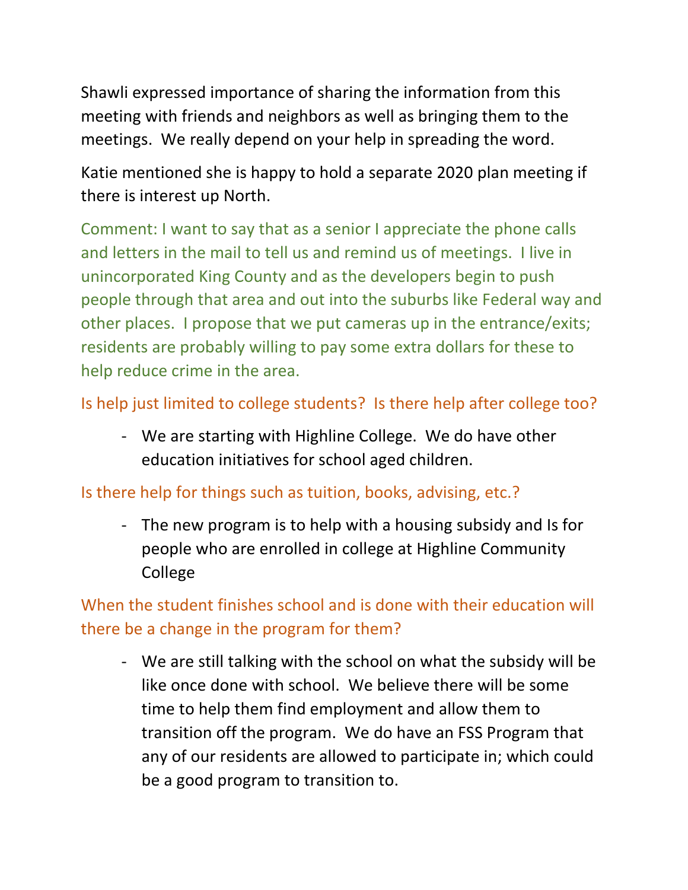Shawli expressed importance of sharing the information from this meeting with friends and neighbors as well as bringing them to the meetings. We really depend on your help in spreading the word.

Katie mentioned she is happy to hold a separate 2020 plan meeting if there is interest up North.

Comment: I want to say that as a senior I appreciate the phone calls and letters in the mail to tell us and remind us of meetings. I live in unincorporated King County and as the developers begin to push people through that area and out into the suburbs like Federal way and other places. I propose that we put cameras up in the entrance/exits; residents are probably willing to pay some extra dollars for these to help reduce crime in the area.

Is help just limited to college students? Is there help after college too?

- We are starting with Highline College. We do have other education initiatives for school aged children.

Is there help for things such as tuition, books, advising, etc.?

- The new program is to help with a housing subsidy and Is for people who are enrolled in college at Highline Community College

When the student finishes school and is done with their education will there be a change in the program for them?

- We are still talking with the school on what the subsidy will be like once done with school. We believe there will be some time to help them find employment and allow them to transition off the program. We do have an FSS Program that any of our residents are allowed to participate in; which could be a good program to transition to.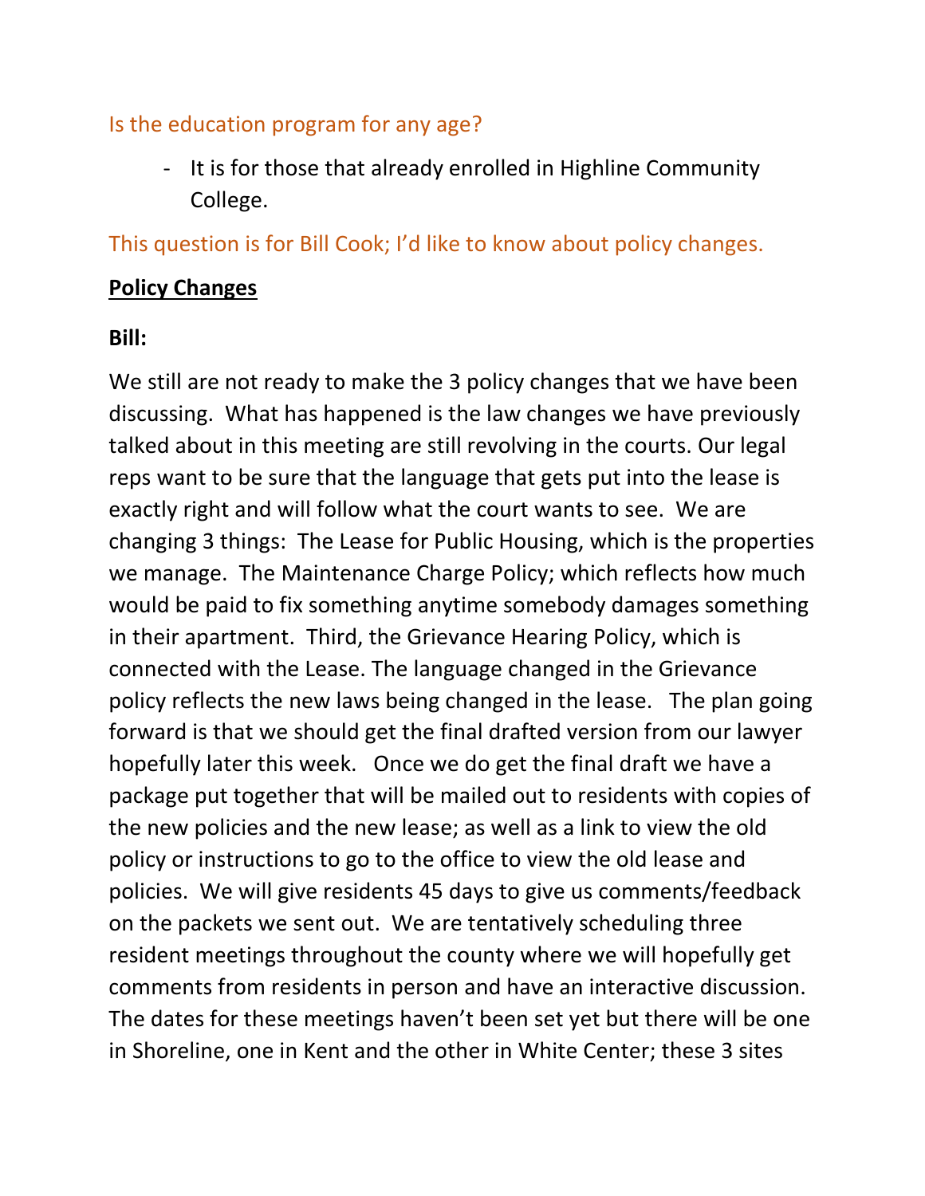Is the education program for any age?

- It is for those that already enrolled in Highline Community College.

This question is for Bill Cook; I'd like to know about policy changes.

**<u>Policy Changes</u>**

**Bill:**

We still are not ready to make the 3 policy changes that we have been discussing. What has happened is the law changes we have previously talked about in this meeting are still revolving in the courts. Our legal reps want to be sure that the language that gets put into the lease is exactly right and will follow what the court wants to see. We are changing 3 things: The Lease for Public Housing, which is the properties we manage. The Maintenance Charge Policy; which reflects how much would be paid to fix something anytime somebody damages something in their apartment. Third, the Grievance Hearing Policy, which is connected with the Lease. The language changed in the Grievance policy reflects the new laws being changed in the lease. The plan going forward is that we should get the final drafted version from our lawyer hopefully later this week. Once we do get the final draft we have a package put together that will be mailed out to residents with copies of the new policies and the new lease; as well as a link to view the old policy or instructions to go to the office to view the old lease and policies. We will give residents 45 days to give us comments/feedback on the packets we sent out. We are tentatively scheduling three resident meetings throughout the county where we will hopefully get comments from residents in person and have an interactive discussion. The dates for these meetings haven't been set yet but there will be one in Shoreline, one in Kent and the other in White Center; these 3 sites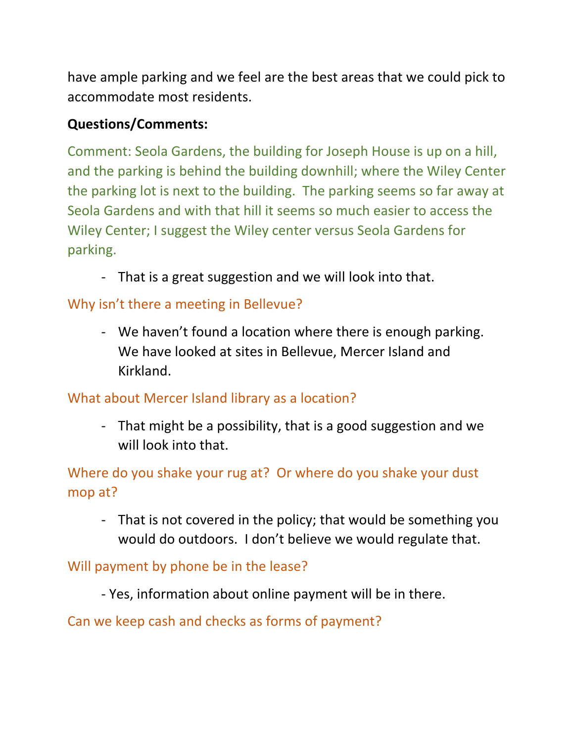have ample parking and we feel are the best areas that we could pick to accommodate most residents.

**Questions/Comments:**

Comment: Seola Gardens, the building for Joseph House is up on a hill, and the parking is behind the building downhill; where the Wiley Center the parking lot is next to the building. The parking seems so far away at Seola Gardens and with that hill it seems so much easier to access the Wiley Center; I suggest the Wiley center versus Seola Gardens for parking.

- That is a great suggestion and we will look into that.

Why isn't there a meeting in Bellevue?

- We haven't found a location where there is enough parking. We have looked at sites in Bellevue, Mercer Island and Kirkland.

What about Mercer Island library as a location?

- That might be a possibility, that is a good suggestion and we will look into that.

Where do you shake your rug at? Or where do you shake your dust mop at?

- That is not covered in the policy; that would be something you would do outdoors. I don't believe we would regulate that.

Will payment by phone be in the lease?

- Yes, information about online payment will be in there.

Can we keep cash and checks as forms of payment?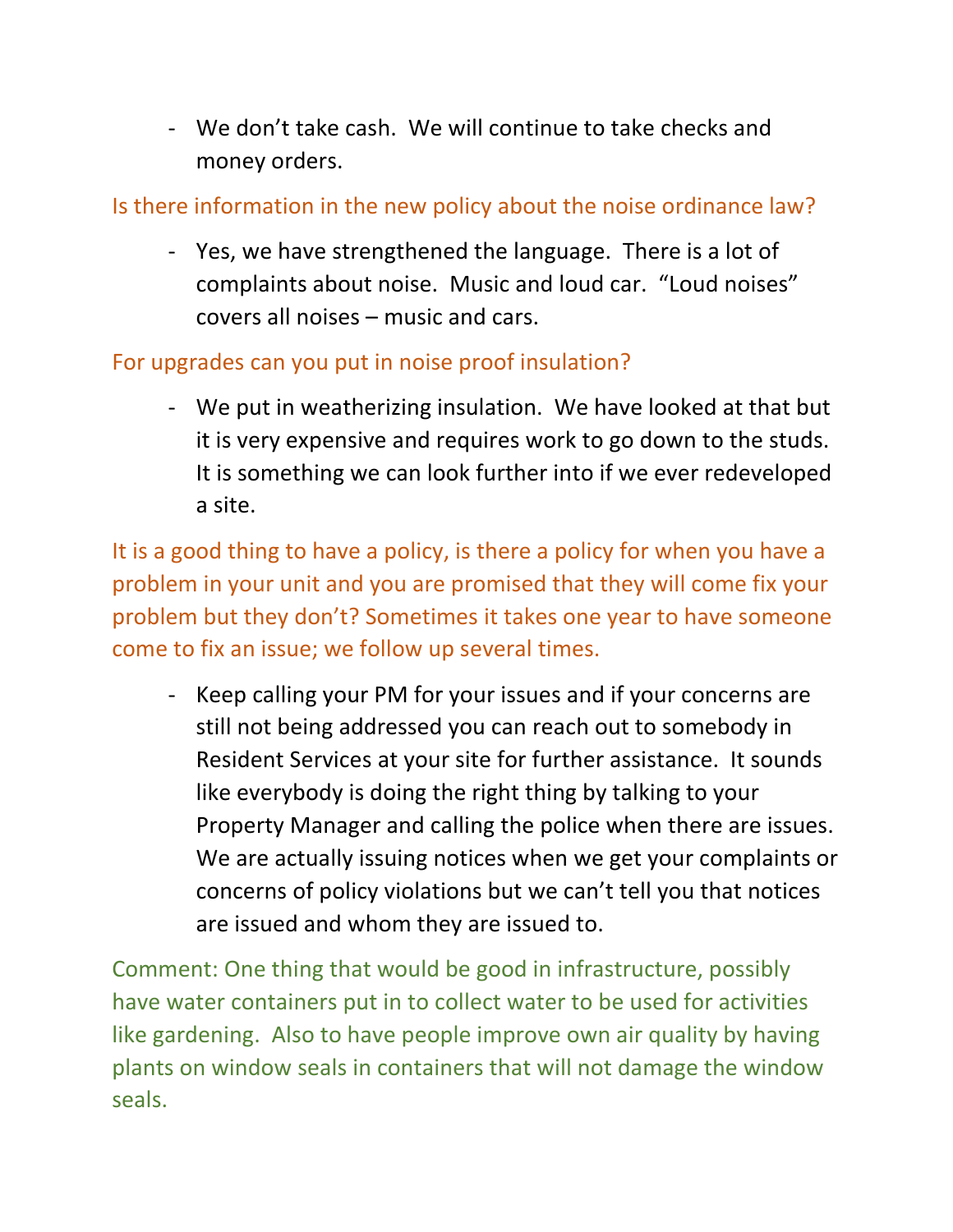- We don't take cash. We will continue to take checks and money orders.

Is there information in the new policy about the noise ordinance law?

- Yes, we have strengthened the language. There is a lot of complaints about noise. Music and loud car. "Loud noises" covers all noises – music and cars.

For upgrades can you put in noise proof insulation?

- We put in weatherizing insulation. We have looked at that but it is very expensive and requires work to go down to the studs. It is something we can look further into if we ever redeveloped a site.

It is a good thing to have a policy, is there a policy for when you have a problem in your unit and you are promised that they will come fix your problem but they don't? Sometimes it takes one year to have someone come to fix an issue; we follow up several times.

- Keep calling your PM for your issues and if your concerns are still not being addressed you can reach out to somebody in Resident Services at your site for further assistance. It sounds like everybody is doing the right thing by talking to your Property Manager and calling the police when there are issues. We are actually issuing notices when we get your complaints or concerns of policy violations but we can't tell you that notices are issued and whom they are issued to.

Comment: One thing that would be good in infrastructure, possibly have water containers put in to collect water to be used for activities like gardening. Also to have people improve own air quality by having plants on window seals in containers that will not damage the window seals.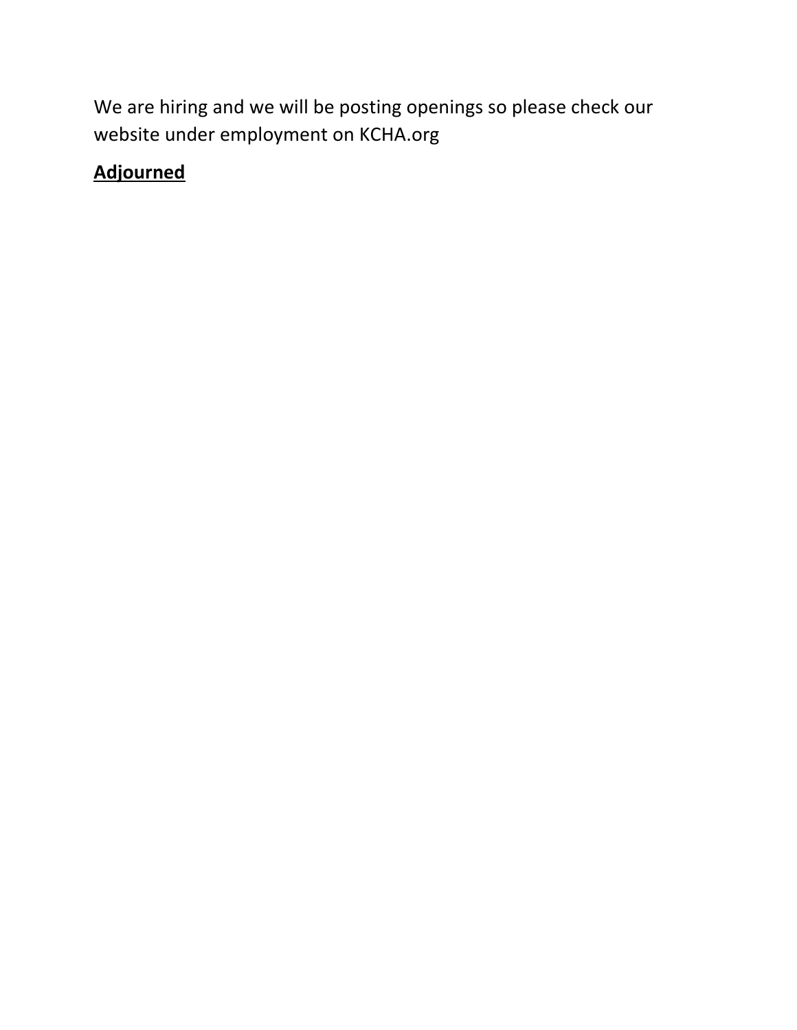We are hiring and we will be posting openings so please check our website under employment on KCHA.org

**Adjourned**